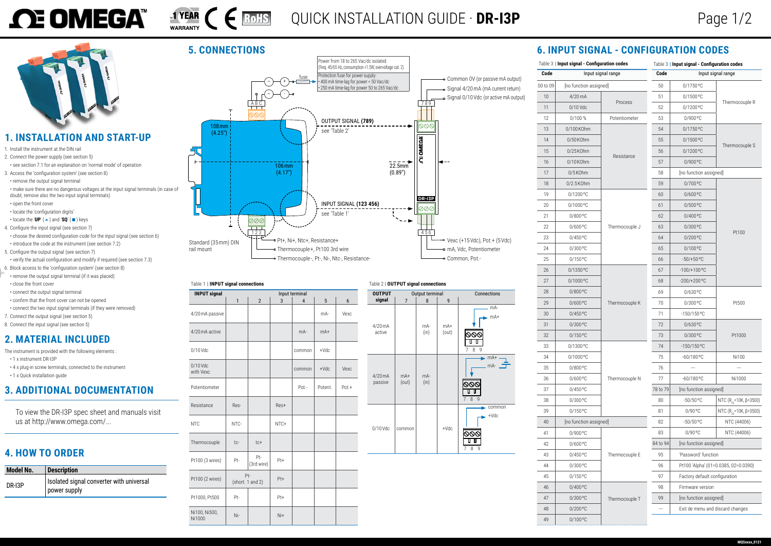# QUICK INSTALLATION GUIDE · DR-I3P

## 1. INSTALLATION AND START-UP

1. Install the instrument on the DIN rail
2. Connect the power supply (see section 5)
   - see section 7.1 for an explanation on 'normal mode' of operation
3. Access the 'configuration system' (see section 8)
   - remove the output signal terminal
   - make sure there are no dangerous voltages at the input signal terminals (in case of doubt, remove also the two input signal terminals)
   - open the front cover
   - locate the 'configuration digits'
   - locate the '**UP**' (▲) and '**SQ**' (■) keys
4. Configure the input signal (see section 7)
   - choose the desired configuration code for the input signal (see section 6)
   - introduce the code at the instrument (see section 7.2)
5. Configure the output signal (see section 7)
   - verify the actual configuration and modify it required (see section 7.3)
6. Block access to the 'configuration system' (see section 8)
   - remove the output signal terminal (if it was placed)
   - close the front cover
   - connect the output signal terminal
   - confirm that the front cover can not be opened
   - connect the two input signal terminals (if they were removed)
7. Connect the output signal (see section 5)
8. Connect the input signal (see section 5)

## 2. MATERIAL INCLUDED

The instrument is provided with the following elements :

- 1 x instrument DR-I3P
- 4 x plug-in screw terminals, connected to the instrument
- 1 x Quick installation guide

## 3. ADDITIONAL DOCUMENTATION

To view the DR-I3P spec sheet and manuals visit us at http://www.omega.com/...

## 4. HOW TO ORDER

| Model No. | Description |
|---|---|
| DR-I3P | Isolated signal converter with universal power supply |

## 5. CONNECTIONS

Power from 18 to 265 Vac/dc isolated (Freq. 45/65 Hz, consumption <1.5W, overvoltage cat. 2).
Protection fuse for power supply:
- 400 mA time-lag for power < 50 Vac/dc
- 250 mA time-lag for power 50 to 265 Vac/dc

Power terminals: A B C (fuse)

OUTPUT SIGNAL (**789**) see 'Table 2'
- Common 0V (or passive mA output)
- Signal 4/20 mA (mA current return)
- Signal 0/10 Vdc (or active mA output)

INPUT SIGNAL (**123 456**) see 'Table 1'
- Pt+, Ni+, Ntc+, Resistance+
- Thermocouple+, Pt100 3rd wire
- Thermocouple-, Pt-, Ni-, Ntc-, Resistance-
- Vexc (+15 Vdc), Pot.+ (5 Vdc)
- mA, Vdc, Potentiometer
- Common, Pot.-

Dimensions: 108 mm (4.25"), 106 mm (4.17"), 22.5 mm (0.89")

Standard (35 mm) DIN rail mount

Table 1 | **INPUT signal connections**

| INPUT signal | Input terminal 1 | 2 | 3 | 4 | 5 | 6 |
|---|---|---|---|---|---|---|
| 4/20 mA passive | | | | | mA- | Vexc |
| 4/20 mA active | | | | mA- | mA+ | |
| 0/10 Vdc | | | | common | +Vdc | |
| 0/10 Vdc with Vexc | | | | common | +Vdc | Vexc |
| Potentiometer | | | | Pot.- | Potent. | Pot.+ |
| Resistance | Res- | | Res+ | | | |
| NTC | NTC- | | NTC+ | | | |
| Thermocouple | tc- | tc+ | | | | |
| Pt100 (3 wires) | Pt- | Pt- (3rd wire) | Pt+ | | | |
| Pt100 (2 wires) | Pt- (short. 1 and 2) | | Pt+ | | | |
| Pt1000, Pt500 | Pt- | | Pt+ | | | |
| Ni100, Ni500, Ni1000 | Ni- | | Ni+ | | | |

Table 2 | **OUTPUT signal connections**

| OUTPUT signal | Output terminal 7 | 8 | 9 | Connections |
|---|---|---|---|---|
| 4/20 mA active | | mA- (in) | mA+ (out) | mA-, mA+ (7 8 9) |
| 4/20 mA passive | mA+ (out) | mA- (in) | | mA+, mA- (7 8 9) |
| 0/10 Vdc | common | | +Vdc | common, +Vdc (7 8 9) |

## 6. INPUT SIGNAL - CONFIGURATION CODES

Table 3 | **Input signal - Configuration codes**

| Code | Input signal range | |
|---|---|---|
| 00 to 09 | [no function assigned] | |
| 10 | 4/20 mA | Process |
| 11 | 0/10 Vdc | Process |
| 12 | 0/100 % | Potentiometer |
| 13 | 0/100 KOhm | Resistance |
| 14 | 0/50 KOhm | Resistance |
| 15 | 0/25 KOhm | Resistance |
| 16 | 0/10 KOhm | Resistance |
| 17 | 0/5 KOhm | Resistance |
| 18 | 0/2.5 KOhm | Resistance |
| 19 | 0/1200 ºC | Thermocouple J |
| 20 | 0/1000 ºC | Thermocouple J |
| 21 | 0/800 ºC | Thermocouple J |
| 22 | 0/600 ºC | Thermocouple J |
| 23 | 0/450 ºC | Thermocouple J |
| 24 | 0/300 ºC | Thermocouple J |
| 25 | 0/150 ºC | Thermocouple J |
| 26 | 0/1350 ºC | Thermocouple K |
| 27 | 0/1000 ºC | Thermocouple K |
| 28 | 0/800 ºC | Thermocouple K |
| 29 | 0/600 ºC | Thermocouple K |
| 30 | 0/450 ºC | Thermocouple K |
| 31 | 0/300 ºC | Thermocouple K |
| 32 | 0/150 ºC | Thermocouple K |
| 33 | 0/1300 ºC | Thermocouple N |
| 34 | 0/1000 ºC | Thermocouple N |
| 35 | 0/800 ºC | Thermocouple N |
| 36 | 0/600 ºC | Thermocouple N |
| 37 | 0/450 ºC | Thermocouple N |
| 38 | 0/300 ºC | Thermocouple N |
| 39 | 0/150 ºC | Thermocouple N |
| 40 | [no function assigned] | |
| 41 | 0/900 ºC | Thermocouple E |
| 42 | 0/600 ºC | Thermocouple E |
| 43 | 0/450 ºC | Thermocouple E |
| 44 | 0/300 ºC | Thermocouple E |
| 45 | 0/150 ºC | Thermocouple E |
| 46 | 0/400 ºC | Thermocouple T |
| 47 | 0/300 ºC | Thermocouple T |
| 48 | 0/200 ºC | Thermocouple T |
| 49 | 0/100 ºC | Thermocouple T |

Table 3 | **Input signal - Configuration codes**

| Code | Input signal range | |
|---|---|---|
| 50 | 0/1750 ºC | Thermocouple R |
| 51 | 0/1500 ºC | Thermocouple R |
| 52 | 0/1200 ºC | Thermocouple R |
| 53 | 0/900 ºC | Thermocouple R |
| 54 | 0/1750 ºC | Thermocouple S |
| 55 | 0/1500 ºC | Thermocouple S |
| 56 | 0/1200 ºC | Thermocouple S |
| 57 | 0/900 ºC | Thermocouple S |
| 58 | [no function assigned] | |
| 59 | 0/700 ºC | Pt100 |
| 60 | 0/600 ºC | Pt100 |
| 61 | 0/500 ºC | Pt100 |
| 62 | 0/400 ºC | Pt100 |
| 63 | 0/300 ºC | Pt100 |
| 64 | 0/200 ºC | Pt100 |
| 65 | 0/100 ºC | Pt100 |
| 66 | -50/+50 ºC | Pt100 |
| 67 | -100/+100 ºC | Pt100 |
| 68 | -200/+200 ºC | Pt100 |
| 69 | 0/630 ºC | Pt500 |
| 70 | 0/300 ºC | Pt500 |
| 71 | -150/150 ºC | Pt500 |
| 72 | 0/630 ºC | Pt1000 |
| 73 | 0/300 ºC | Pt1000 |
| 74 | -150/150 ºC | Pt1000 |
| 75 | -60/180 ºC | Ni100 |
| 76 | --- | --- |
| 77 | -60/180 ºC | Ni1000 |
| 78 to 79 | [no function assigned] | |
| 80 | -50/50 ºC | NTC ($R_{25}$=10K, β=3500) |
| 81 | 0/90 ºC | NTC ($R_{25}$=10K, β=3500) |
| 82 | -50/50 ºC | NTC (44006) |
| 83 | 0/90 ºC | NTC (44006) |
| 84 to 94 | [no function assigned] | |
| 95 | 'Password' function | |
| 96 | Pt100 'Alpha' (01=0.0385, 02=0.0390) | |
| 97 | Factory default configuration | |
| 98 | Firmware version | |
| 99 | [no function assigned] | |
| --- | Exit de menu and discard changes | |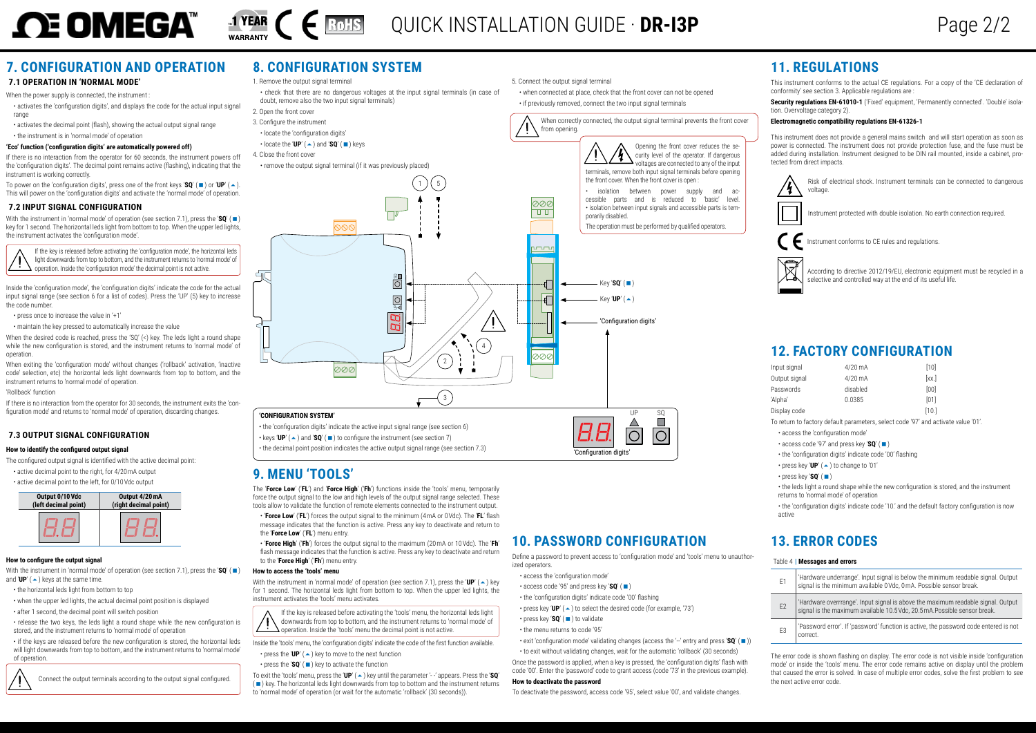## 7. CONFIGURATION AND OPERATION

### 7.1 OPERATION IN 'NORMAL MODE'

When the power supply is connected, the instrument :

- activates the 'configuration digits', and displays the code for the actual input signal range
- activates the decimal point (flash), showing the actual output signal range
- the instrument is in 'normal mode' of operation

**'Eco' function ('configuration digits' are automatically powered off)**

If there is no interaction from the operator for 60 seconds, the instrument powers off the 'configuration digits'. The decimal point remains active (flashing), indicating that the instrument is working correctly.

To power on the 'configuration digits', press one of the front keys '**SQ**' (■) or '**UP**' (▲). This will power on the 'configuration digits' and activate the 'normal mode' of operation.

### 7.2 INPUT SIGNAL CONFIGURATION

With the instrument in 'normal mode' of operation (see section 7.1), press the '**SQ**' (■) key for 1 second. The horizontal leds light from bottom to top. When the upper led lights, the instrument activates the 'configuration mode'.

> ⚠ If the key is released before activating the 'configuration mode', the horizontal leds light downwards from top to bottom, and the instrument returns to 'normal mode' of operation. Inside the 'configuration mode' the decimal point is not active.

Inside the 'configuration mode', the 'configuration digits' indicate the code for the actual input signal range (see section 6 for a list of codes). Press the 'UP' (5) key to increase the code number.

- press once to increase the value in '+1'
- maintain the key pressed to automatically increase the value

When the desired code is reached, press the 'SQ' (<) key. The leds light a round shape while the new configuration is stored, and the instrument returns to 'normal mode' of operation.

When exiting the 'configuration mode' without changes ('rollback' activation, 'inactive code' selection, etc) the horizontal leds light downwards from top to bottom, and the instrument returns to 'normal mode' of operation.

'Rollback' function

If there is no interaction from the operator for 30 seconds, the instrument exits the 'configuration mode' and returns to 'normal mode' of operation, discarding changes.

### 7.3 OUTPUT SIGNAL CONFIGURATION

**How to identify the configured output signal**

The configured output signal is identified with the active decimal point:

- active decimal point to the right, for 4/20mA output
- active decimal point to the left, for 0/10Vdc output

| Output 0/10 Vdc (left decimal point) | Output 4/20 mA (right decimal point) |
|---|---|
| 8.8 | 88. |

**How to configure the output signal**

With the instrument in 'normal mode' of operation (see section 7.1), press the '**SQ**' (■) and '**UP**' (▲) keys at the same time.

- the horizontal leds light from bottom to top
- when the upper led lights, the actual decimal point position is displayed
- after 1 second, the decimal point will switch position
- release the two keys, the leds light a round shape while the new configuration is stored, and the instrument returns to 'normal mode' of operation
- if the keys are released before the new configuration is stored, the horizontal leds will light downwards from top to bottom, and the instrument returns to 'normal mode' of operation.

> ⚠ Connect the output terminals according to the output signal configured.

## 8. CONFIGURATION SYSTEM

1. Remove the output signal terminal
   - check that there are no dangerous voltages at the input signal terminals (in case of doubt, remove also the two input signal terminals)
2. Open the front cover
3. Configure the instrument
   - locate the 'configuration digits'
   - locate the '**UP**' (▲) and '**SQ**' (■) keys
4. Close the front cover
   - remove the output signal terminal (if it was previously placed)
5. Connect the output signal terminal
   - when connected at place, check that the front cover can not be opened
   - if previously removed, connect the two input signal terminals

> ⚠ When correctly connected, the output signal terminal prevents the front cover from opening.

> ⚠ Opening the front cover reduces the security level of the operator. If dangerous voltages are connected to any of the input terminals, remove both input signal terminals before opening the front cover. When the front cover is open :
> - isolation between power supply and accessible parts and is reduced to 'basic' level.
> - isolation between input signals and accessible parts is temporarily disabled.
>
> The operation must be performed by qualified operators.

1, 5, 2, 3, 4

Key '**SQ**' (■)

Key '**UP**' (▲)

'Configuration digits'

**'CONFIGURATION SYSTEM'**

- the 'configuration digits' indicate the active input signal range (see section 6)
- keys '**UP**' (▲) and '**SQ**' (■) to configure the instrument (see section 7)
- the decimal point position indicates the active output signal range (see section 7.3)

UP SQ

'Configuration digits'

## 9. MENU 'TOOLS'

The '**Force Low**' ('**FL**') and '**Force High**' ('**Fh**') functions inside the 'tools' menu, temporarily force the output signal to the low and high levels of the output signal range selected. These tools allow to validate the function of remote elements connected to the instrument output.

- '**Force Low**' ('**FL**') forces the output signal to the minimum (4mA or 0Vdc). The '**FL**' flash message indicates that the function is active. Press any key to deactivate and return to the '**Force Low**' ('**FL**') menu entry.
- '**Force High**' ('**Fh**') forces the output signal to the maximum (20mA or 10Vdc). The '**Fh**' flash message indicates that the function is active. Press any key to deactivate and return to the '**Force High**' ('**Fh**') menu entry.

**How to access the 'tools' menu**

With the instrument in 'normal mode' of operation (see section 7.1), press the '**UP**' (▲) key for 1 second. The horizontal leds light from bottom to top. When the upper led lights, the instrument activates the 'tools' menu actives.

> ⚠ If the key is released before activating the 'tools' menu, the horizontal leds light downwards from top to bottom, and the instrument returns to 'normal mode' of operation. Inside the 'tools' menu the decimal point is not active.

Inside the 'tools' menu, the 'configuration digits' indicate the code of the first function available.

- press the '**UP**' (▲) key to move to the next function
- press the '**SQ**' (■) key to activate the function

To exit the 'tools' menu, press the '**UP**' (▲) key until the parameter '- -' appears. Press the '**SQ**' (■) key. The horizontal leds light downwards from top to bottom and the instrument returns to 'normal mode' of operation (or wait for the automatic 'rollback' (30 seconds)).

## 10. PASSWORD CONFIGURATION

Define a password to prevent access to 'configuration mode' and 'tools' menu to unauthorized operators.

- access the 'configuration mode'
- access code '95' and press key '**SQ**' (■)
- the 'configuration digits' indicate code '00' flashing
- press key '**UP**' (▲) to select the desired code (for example, '73')
- press key '**SQ**' (■) to validate
- the menu returns to code '95'
- exit 'configuration mode' validating changes (access the '--' entry and press '**SQ**' (■))
- to exit without validating changes, wait for the automatic 'rollback' (30 seconds)

Once the password is applied, when a key is pressed, the 'configuration digits' flash with code '00'. Enter the 'password' code to grant access (code '73' in the previous example).

**How to deactivate the password**

To deactivate the password, access code '95', select value '00', and validate changes.

## 11. REGULATIONS

This instrument conforms to the actual CE regulations. For a copy of the 'CE declaration of conformity' see section 3. Applicable regulations are :

**Security regulations EN-61010-1** ('Fixed' equipment, 'Permanently connected'. 'Double' isolation. Overvoltage category 2).

**Electromagnetic compatibility regulations EN-61326-1**

This instrument does not provide a general mains switch and will start operation as soon as power is connected. The instrument does not provide protection fuse, and the fuse must be added during installation. Instrument designed to be DIN rail mounted, inside a cabinet, protected from direct impacts.

Risk of electrical shock. Instrument terminals can be connected to dangerous voltage.

Instrument protected with double isolation. No earth connection required.

Instrument conforms to CE rules and regulations.

According to directive 2012/19/EU, electronic equipment must be recycled in a selective and controlled way at the end of its useful life.

## 12. FACTORY CONFIGURATION

| | | |
|---|---|---|
| Input signal | 4/20 mA | [10] |
| Output signal | 4/20 mA | [xx.] |
| Passwords | disabled | [00] |
| 'Alpha' | 0.0385 | [01] |
| Display code | | [10.] |

To return to factory default parameters, select code '97' and activate value '01'.

- access the 'configuration mode'
- access code '97' and press key '**SQ**' (■)
- the 'configuration digits' indicate code '00' flashing
- press key '**UP**' (▲) to change to '01'
- press key '**SQ**' (■)
- the leds light a round shape while the new configuration is stored, and the instrument returns to 'normal mode' of operation
- the 'configuration digits' indicate code '10.' and the default factory configuration is now active

## 13. ERROR CODES

Table 4 | **Messages and errors**

| | |
|---|---|
| E1 | 'Hardware underrange'. Input signal is below the minimum readable signal. Output signal is the minimum available 0Vdc, 0mA. Possible sensor break. |
| E2 | 'Hardware overrrange'. Input signal is above the maximum readable signal. Output signal is the maximum available 10.5Vdc, 20.5mA.Possible sensor break. |
| E3 | 'Password error'. If 'password' function is active, the password code entered is not correct. |

The error code is shown flashing on display. The error code is not visible inside 'configuration mode' or inside the 'tools' menu. The error code remains active on display until the problem that caused the error is solved. In case of multiple error codes, solve the first problem to see the next active error code.